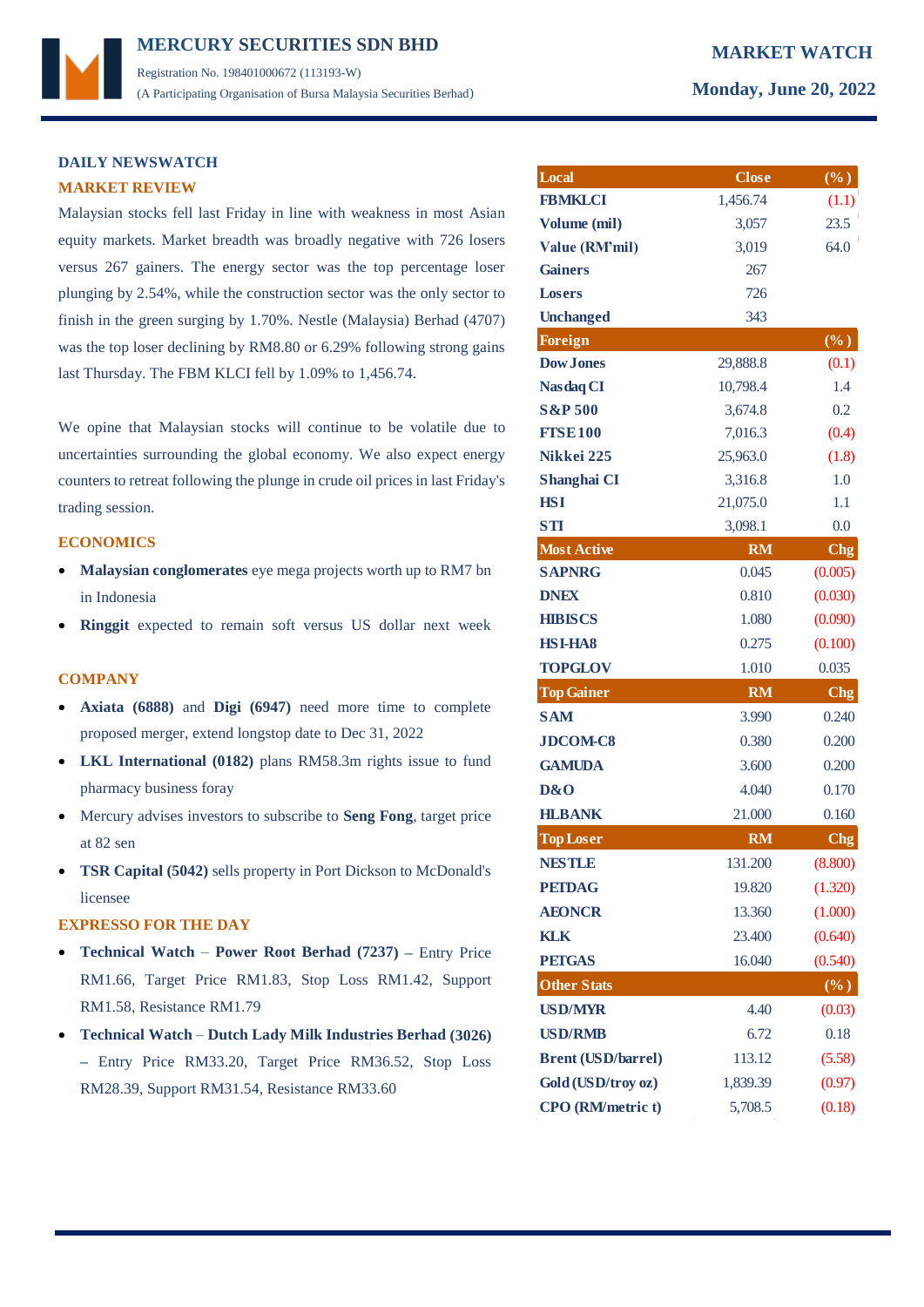# MERCURY SECURITIES SDN BHD

Registration No. 198401000672 (113193-W)
(A Participating Organisation of Bursa Malaysia Securities Berhad)

**MARKET WATCH**
**Monday, June 20, 2022**

## DAILY NEWSWATCH

### MARKET REVIEW

Malaysian stocks fell last Friday in line with weakness in most Asian equity markets. Market breadth was broadly negative with 726 losers versus 267 gainers. The energy sector was the top percentage loser plunging by 2.54%, while the construction sector was the only sector to finish in the green surging by 1.70%. Nestle (Malaysia) Berhad (4707) was the top loser declining by RM8.80 or 6.29% following strong gains last Thursday. The FBM KLCI fell by 1.09% to 1,456.74.

We opine that Malaysian stocks will continue to be volatile due to uncertainties surrounding the global economy. We also expect energy counters to retreat following the plunge in crude oil prices in last Friday's trading session.

### ECONOMICS

- **Malaysian conglomerates** eye mega projects worth up to RM7 bn in Indonesia
- **Ringgit** expected to remain soft versus US dollar next week

### COMPANY

- **Axiata (6888)** and **Digi (6947)** need more time to complete proposed merger, extend longstop date to Dec 31, 2022
- **LKL International (0182)** plans RM58.3m rights issue to fund pharmacy business foray
- Mercury advises investors to subscribe to **Seng Fong**, target price at 82 sen
- **TSR Capital (5042)** sells property in Port Dickson to McDonald's licensee

### EXPRESSO FOR THE DAY

- **Technical Watch** – **Power Root Berhad (7237)** – Entry Price RM1.66, Target Price RM1.83, Stop Loss RM1.42, Support RM1.58, Resistance RM1.79
- **Technical Watch** – **Dutch Lady Milk Industries Berhad (3026)** – Entry Price RM33.20, Target Price RM36.52, Stop Loss RM28.39, Support RM31.54, Resistance RM33.60

| Local | Close | (%) |
|---|---|---|
| FBMKLCI | 1,456.74 | (1.1) |
| Volume (mil) | 3,057 | 23.5 |
| Value (RM'mil) | 3,019 | 64.0 |
| Gainers | 267 | |
| Losers | 726 | |
| Unchanged | 343 | |
| **Foreign** | | **(%)** |
| Dow Jones | 29,888.8 | (0.1) |
| Nasdaq CI | 10,798.4 | 1.4 |
| S&P 500 | 3,674.8 | 0.2 |
| FTSE 100 | 7,016.3 | (0.4) |
| Nikkei 225 | 25,963.0 | (1.8) |
| Shanghai CI | 3,316.8 | 1.0 |
| HSI | 21,075.0 | 1.1 |
| STI | 3,098.1 | 0.0 |
| **Most Active** | **RM** | **Chg** |
| SAPNRG | 0.045 | (0.005) |
| DNEX | 0.810 | (0.030) |
| HIBISCS | 1.080 | (0.090) |
| HSI-HA8 | 0.275 | (0.100) |
| TOPGLOV | 1.010 | 0.035 |
| **Top Gainer** | **RM** | **Chg** |
| SAM | 3.990 | 0.240 |
| JDCOM-C8 | 0.380 | 0.200 |
| GAMUDA | 3.600 | 0.200 |
| D&O | 4.040 | 0.170 |
| HLBANK | 21.000 | 0.160 |
| **Top Loser** | **RM** | **Chg** |
| NESTLE | 131.200 | (8.800) |
| PETDAG | 19.820 | (1.320) |
| AEONCR | 13.360 | (1.000) |
| KLK | 23.400 | (0.640) |
| PETGAS | 16.040 | (0.540) |
| **Other Stats** | | **(%)** |
| USD/MYR | 4.40 | (0.03) |
| USD/RMB | 6.72 | 0.18 |
| Brent (USD/barrel) | 113.12 | (5.58) |
| Gold (USD/troy oz) | 1,839.39 | (0.97) |
| CPO (RM/metric t) | 5,708.5 | (0.18) |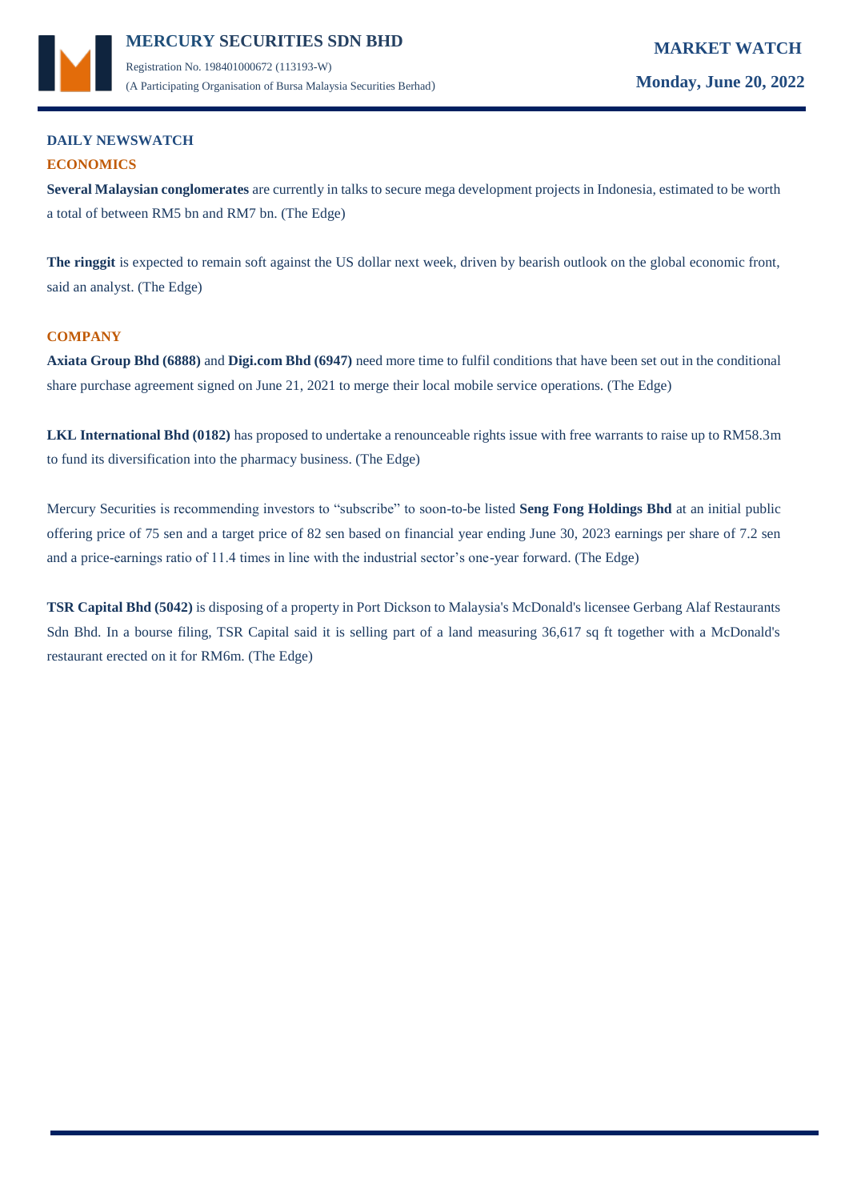## DAILY NEWSWATCH

### ECONOMICS

**Several Malaysian conglomerates** are currently in talks to secure mega development projects in Indonesia, estimated to be worth a total of between RM5 bn and RM7 bn. (The Edge)

**The ringgit** is expected to remain soft against the US dollar next week, driven by bearish outlook on the global economic front, said an analyst. (The Edge)

### COMPANY

**Axiata Group Bhd (6888)** and **Digi.com Bhd (6947)** need more time to fulfil conditions that have been set out in the conditional share purchase agreement signed on June 21, 2021 to merge their local mobile service operations. (The Edge)

**LKL International Bhd (0182)** has proposed to undertake a renounceable rights issue with free warrants to raise up to RM58.3m to fund its diversification into the pharmacy business. (The Edge)

Mercury Securities is recommending investors to "subscribe" to soon-to-be listed **Seng Fong Holdings Bhd** at an initial public offering price of 75 sen and a target price of 82 sen based on financial year ending June 30, 2023 earnings per share of 7.2 sen and a price-earnings ratio of 11.4 times in line with the industrial sector's one-year forward. (The Edge)

**TSR Capital Bhd (5042)** is disposing of a property in Port Dickson to Malaysia's McDonald's licensee Gerbang Alaf Restaurants Sdn Bhd. In a bourse filing, TSR Capital said it is selling part of a land measuring 36,617 sq ft together with a McDonald's restaurant erected on it for RM6m. (The Edge)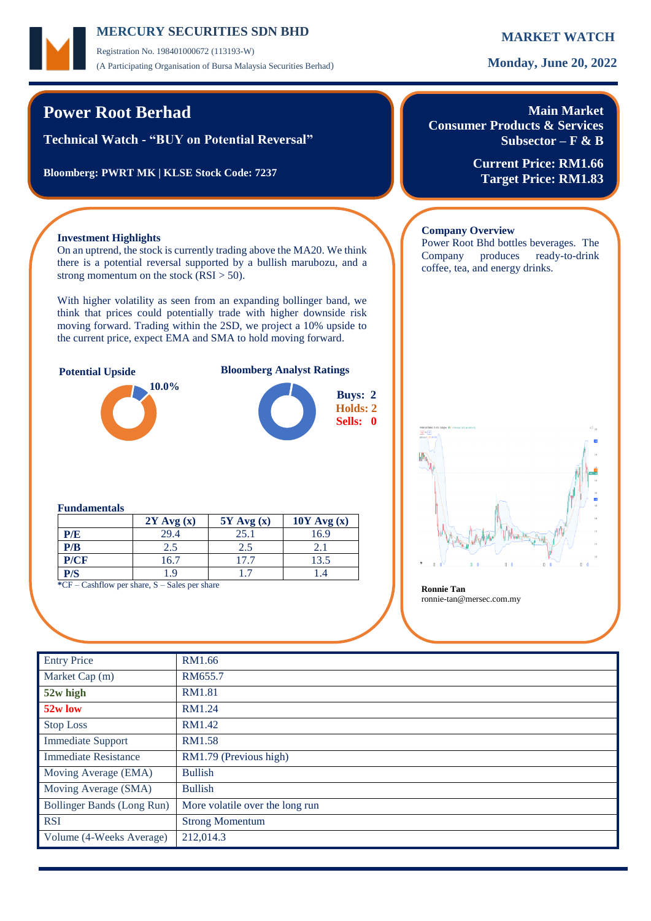# Power Root Berhad

**Technical Watch - "BUY on Potential Reversal"**

**Bloomberg: PWRT MK | KLSE Stock Code: 7237**

**Main Market**
**Consumer Products & Services**
**Subsector – F & B**

**Current Price: RM1.66**
**Target Price: RM1.83**

### Investment Highlights

On an uptrend, the stock is currently trading above the MA20. We think there is a potential reversal supported by a bullish marubozu, and a strong momentum on the stock (RSI > 50).

With higher volatility as seen from an expanding bollinger band, we think that prices could potentially trade with higher downside risk moving forward. Trading within the 2SD, we project a 10% upside to the current price, expect EMA and SMA to hold moving forward.

**Potential Upside**

10.0%

**Bloomberg Analyst Ratings**

**Buys: 2**
**Holds: 2**
**Sells: 0**

### Fundamentals

| | 2Y Avg (x) | 5Y Avg (x) | 10Y Avg (x) |
|---|---|---|---|
| **P/E** | 29.4 | 25.1 | 16.9 |
| **P/B** | 2.5 | 2.5 | 2.1 |
| **P/CF** | 16.7 | 17.7 | 13.5 |
| **P/S** | 1.9 | 1.7 | 1.4 |

*CF – Cashflow per share, S – Sales per share

### Company Overview

Power Root Bhd bottles beverages. The Company produces ready-to-drink coffee, tea, and energy drinks.

**Ronnie Tan**
ronnie-tan@mersec.com.my

| | |
|---|---|
| Entry Price | RM1.66 |
| Market Cap (m) | RM655.7 |
| **52w high** | RM1.81 |
| **52w low** | RM1.24 |
| Stop Loss | RM1.42 |
| Immediate Support | RM1.58 |
| Immediate Resistance | RM1.79 (Previous high) |
| Moving Average (EMA) | Bullish |
| Moving Average (SMA) | Bullish |
| Bollinger Bands (Long Run) | More volatile over the long run |
| RSI | Strong Momentum |
| Volume (4-Weeks Average) | 212,014.3 |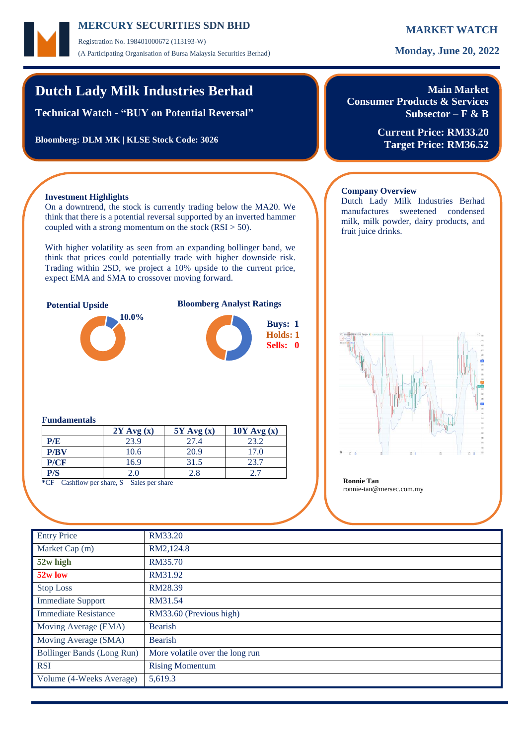MERCURY SECURITIES SDN BHD

Registration No. 198401000672 (113193-W)

(A Participating Organisation of Bursa Malaysia Securities Berhad)

**MARKET WATCH**

**Monday, June 20, 2022**

# Dutch Lady Milk Industries Berhad

**Technical Watch - "BUY on Potential Reversal"**

**Bloomberg: DLM MK | KLSE Stock Code: 3026**

**Main Market**
**Consumer Products & Services**
**Subsector – F & B**

**Current Price: RM33.20**
**Target Price: RM36.52**

### Investment Highlights

On a downtrend, the stock is currently trading below the MA20. We think that there is a potential reversal supported by an inverted hammer coupled with a strong momentum on the stock (RSI > 50).

With higher volatility as seen from an expanding bollinger band, we think that prices could potentially trade with higher downside risk. Trading within 2SD, we project a 10% upside to the current price, expect EMA and SMA to crossover moving forward.

**Potential Upside**

10.0%

**Bloomberg Analyst Ratings**

Buys: 1
Holds: 1
Sells: 0

### Fundamentals

| | 2Y Avg (x) | 5Y Avg (x) | 10Y Avg (x) |
|---|---|---|---|
| **P/E** | 23.9 | 27.4 | 23.2 |
| **P/BV** | 10.6 | 20.9 | 17.0 |
| **P/CF** | 16.9 | 31.5 | 23.7 |
| **P/S** | 2.0 | 2.8 | 2.7 |

*CF – Cashflow per share, S – Sales per share

### Company Overview

Dutch Lady Milk Industries Berhad manufactures sweetened condensed milk, milk powder, dairy products, and fruit juice drinks.

**Ronnie Tan**
ronnie-tan@mersec.com.my

| | |
|---|---|
| Entry Price | RM33.20 |
| Market Cap (m) | RM2,124.8 |
| **52w high** | RM35.70 |
| **52w low** | RM31.92 |
| Stop Loss | RM28.39 |
| Immediate Support | RM31.54 |
| Immediate Resistance | RM33.60 (Previous high) |
| Moving Average (EMA) | Bearish |
| Moving Average (SMA) | Bearish |
| Bollinger Bands (Long Run) | More volatile over the long run |
| RSI | Rising Momentum |
| Volume (4-Weeks Average) | 5,619.3 |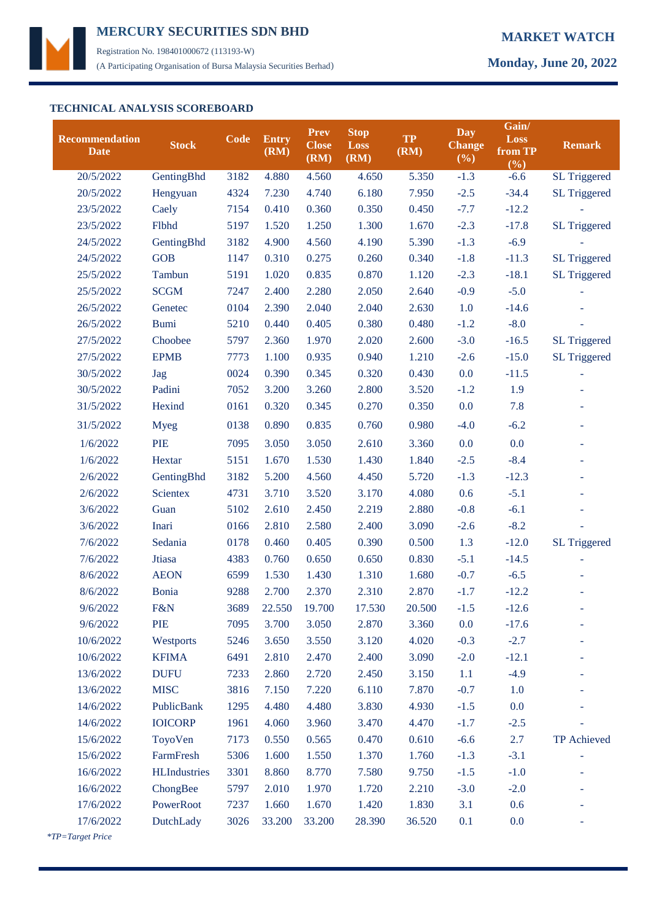## TECHNICAL ANALYSIS SCOREBOARD

| Recommendation Date | Stock | Code | Entry (RM) | Prev Close (RM) | Stop Loss (RM) | TP (RM) | Day Change (%) | Gain/ Loss from TP (%) | Remark |
|---|---|---|---|---|---|---|---|---|---|
| 20/5/2022 | GentingBhd | 3182 | 4.880 | 4.560 | 4.650 | 5.350 | -1.3 | -6.6 | SL Triggered |
| 20/5/2022 | Hengyuan | 4324 | 7.230 | 4.740 | 6.180 | 7.950 | -2.5 | -34.4 | SL Triggered |
| 23/5/2022 | Caely | 7154 | 0.410 | 0.360 | 0.350 | 0.450 | -7.7 | -12.2 | - |
| 23/5/2022 | Flbhd | 5197 | 1.520 | 1.250 | 1.300 | 1.670 | -2.3 | -17.8 | SL Triggered |
| 24/5/2022 | GentingBhd | 3182 | 4.900 | 4.560 | 4.190 | 5.390 | -1.3 | -6.9 | - |
| 24/5/2022 | GOB | 1147 | 0.310 | 0.275 | 0.260 | 0.340 | -1.8 | -11.3 | SL Triggered |
| 25/5/2022 | Tambun | 5191 | 1.020 | 0.835 | 0.870 | 1.120 | -2.3 | -18.1 | SL Triggered |
| 25/5/2022 | SCGM | 7247 | 2.400 | 2.280 | 2.050 | 2.640 | -0.9 | -5.0 | - |
| 26/5/2022 | Genetec | 0104 | 2.390 | 2.040 | 2.040 | 2.630 | 1.0 | -14.6 | - |
| 26/5/2022 | Bumi | 5210 | 0.440 | 0.405 | 0.380 | 0.480 | -1.2 | -8.0 | - |
| 27/5/2022 | Choobee | 5797 | 2.360 | 1.970 | 2.020 | 2.600 | -3.0 | -16.5 | SL Triggered |
| 27/5/2022 | EPMB | 7773 | 1.100 | 0.935 | 0.940 | 1.210 | -2.6 | -15.0 | SL Triggered |
| 30/5/2022 | Jag | 0024 | 0.390 | 0.345 | 0.320 | 0.430 | 0.0 | -11.5 | - |
| 30/5/2022 | Padini | 7052 | 3.200 | 3.260 | 2.800 | 3.520 | -1.2 | 1.9 | - |
| 31/5/2022 | Hexind | 0161 | 0.320 | 0.345 | 0.270 | 0.350 | 0.0 | 7.8 | - |
| 31/5/2022 | Myeg | 0138 | 0.890 | 0.835 | 0.760 | 0.980 | -4.0 | -6.2 | - |
| 1/6/2022 | PIE | 7095 | 3.050 | 3.050 | 2.610 | 3.360 | 0.0 | 0.0 | - |
| 1/6/2022 | Hextar | 5151 | 1.670 | 1.530 | 1.430 | 1.840 | -2.5 | -8.4 | - |
| 2/6/2022 | GentingBhd | 3182 | 5.200 | 4.560 | 4.450 | 5.720 | -1.3 | -12.3 | - |
| 2/6/2022 | Scientex | 4731 | 3.710 | 3.520 | 3.170 | 4.080 | 0.6 | -5.1 | - |
| 3/6/2022 | Guan | 5102 | 2.610 | 2.450 | 2.219 | 2.880 | -0.8 | -6.1 | - |
| 3/6/2022 | Inari | 0166 | 2.810 | 2.580 | 2.400 | 3.090 | -2.6 | -8.2 | - |
| 7/6/2022 | Sedania | 0178 | 0.460 | 0.405 | 0.390 | 0.500 | 1.3 | -12.0 | SL Triggered |
| 7/6/2022 | Jtiasa | 4383 | 0.760 | 0.650 | 0.650 | 0.830 | -5.1 | -14.5 | - |
| 8/6/2022 | AEON | 6599 | 1.530 | 1.430 | 1.310 | 1.680 | -0.7 | -6.5 | - |
| 8/6/2022 | Bonia | 9288 | 2.700 | 2.370 | 2.310 | 2.870 | -1.7 | -12.2 | - |
| 9/6/2022 | F&N | 3689 | 22.550 | 19.700 | 17.530 | 20.500 | -1.5 | -12.6 | - |
| 9/6/2022 | PIE | 7095 | 3.700 | 3.050 | 2.870 | 3.360 | 0.0 | -17.6 | - |
| 10/6/2022 | Westports | 5246 | 3.650 | 3.550 | 3.120 | 4.020 | -0.3 | -2.7 | - |
| 10/6/2022 | KFIMA | 6491 | 2.810 | 2.470 | 2.400 | 3.090 | -2.0 | -12.1 | - |
| 13/6/2022 | DUFU | 7233 | 2.860 | 2.720 | 2.450 | 3.150 | 1.1 | -4.9 | - |
| 13/6/2022 | MISC | 3816 | 7.150 | 7.220 | 6.110 | 7.870 | -0.7 | 1.0 | - |
| 14/6/2022 | PublicBank | 1295 | 4.480 | 4.480 | 3.830 | 4.930 | -1.5 | 0.0 | - |
| 14/6/2022 | IOICORP | 1961 | 4.060 | 3.960 | 3.470 | 4.470 | -1.7 | -2.5 | - |
| 15/6/2022 | ToyoVen | 7173 | 0.550 | 0.565 | 0.470 | 0.610 | -6.6 | 2.7 | TP Achieved |
| 15/6/2022 | FarmFresh | 5306 | 1.600 | 1.550 | 1.370 | 1.760 | -1.3 | -3.1 | - |
| 16/6/2022 | HLIndustries | 3301 | 8.860 | 8.770 | 7.580 | 9.750 | -1.5 | -1.0 | - |
| 16/6/2022 | ChongBee | 5797 | 2.010 | 1.970 | 1.720 | 2.210 | -3.0 | -2.0 | - |
| 17/6/2022 | PowerRoot | 7237 | 1.660 | 1.670 | 1.420 | 1.830 | 3.1 | 0.6 | - |
| 17/6/2022 | DutchLady | 3026 | 33.200 | 33.200 | 28.390 | 36.520 | 0.1 | 0.0 | - |

*\*TP=Target Price*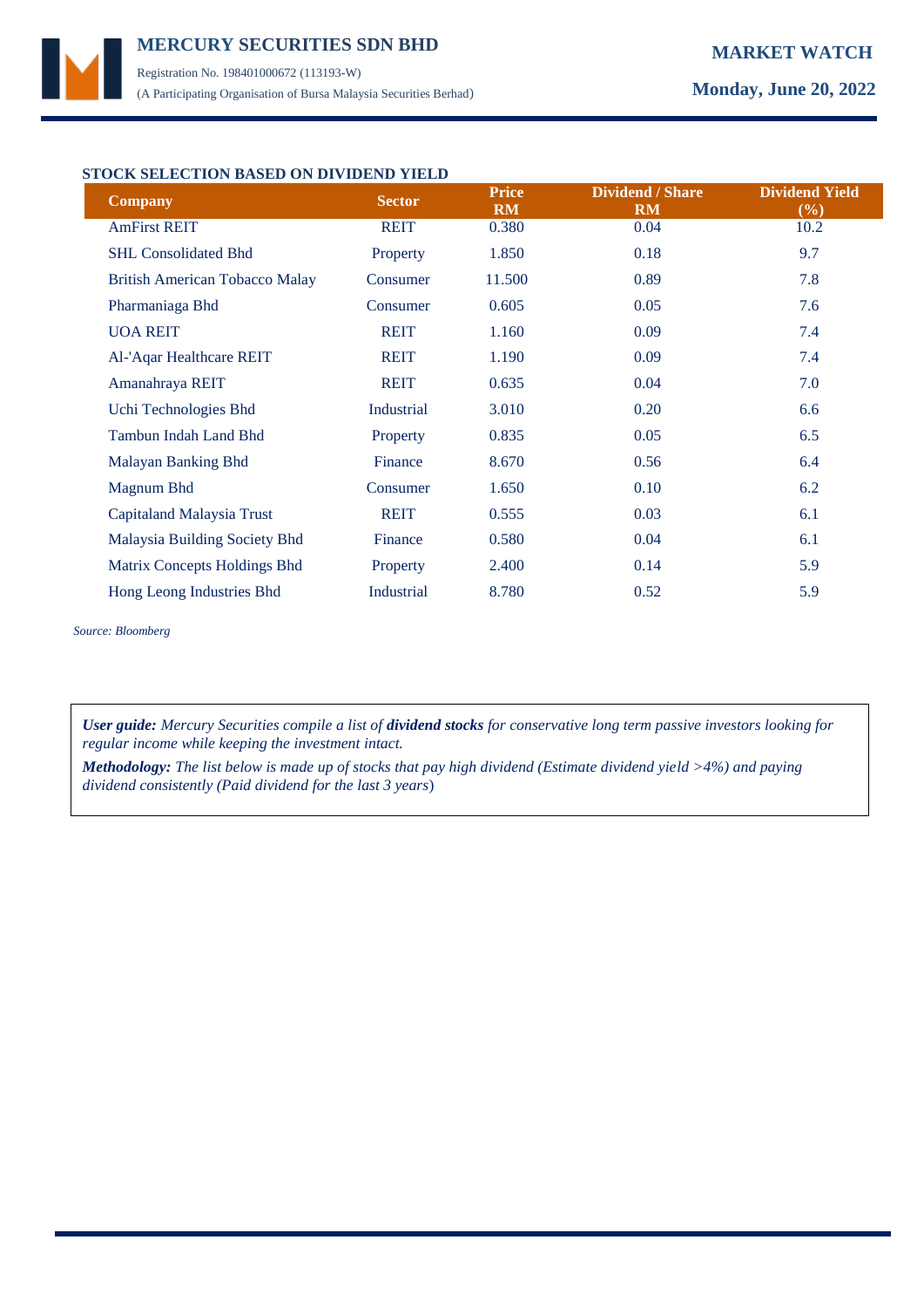## STOCK SELECTION BASED ON DIVIDEND YIELD

| Company | Sector | Price RM | Dividend / Share RM | Dividend Yield (%) |
|---|---|---|---|---|
| AmFirst REIT | REIT | 0.380 | 0.04 | 10.2 |
| SHL Consolidated Bhd | Property | 1.850 | 0.18 | 9.7 |
| British American Tobacco Malay | Consumer | 11.500 | 0.89 | 7.8 |
| Pharmaniaga Bhd | Consumer | 0.605 | 0.05 | 7.6 |
| UOA REIT | REIT | 1.160 | 0.09 | 7.4 |
| Al-'Aqar Healthcare REIT | REIT | 1.190 | 0.09 | 7.4 |
| Amanahraya REIT | REIT | 0.635 | 0.04 | 7.0 |
| Uchi Technologies Bhd | Industrial | 3.010 | 0.20 | 6.6 |
| Tambun Indah Land Bhd | Property | 0.835 | 0.05 | 6.5 |
| Malayan Banking Bhd | Finance | 8.670 | 0.56 | 6.4 |
| Magnum Bhd | Consumer | 1.650 | 0.10 | 6.2 |
| Capitaland Malaysia Trust | REIT | 0.555 | 0.03 | 6.1 |
| Malaysia Building Society Bhd | Finance | 0.580 | 0.04 | 6.1 |
| Matrix Concepts Holdings Bhd | Property | 2.400 | 0.14 | 5.9 |
| Hong Leong Industries Bhd | Industrial | 8.780 | 0.52 | 5.9 |

*Source: Bloomberg*

***User guide:*** *Mercury Securities compile a list of* ***dividend stocks*** *for conservative long term passive investors looking for regular income while keeping the investment intact.*

***Methodology:*** *The list below is made up of stocks that pay high dividend (Estimate dividend yield >4%) and paying dividend consistently (Paid dividend for the last 3 years*)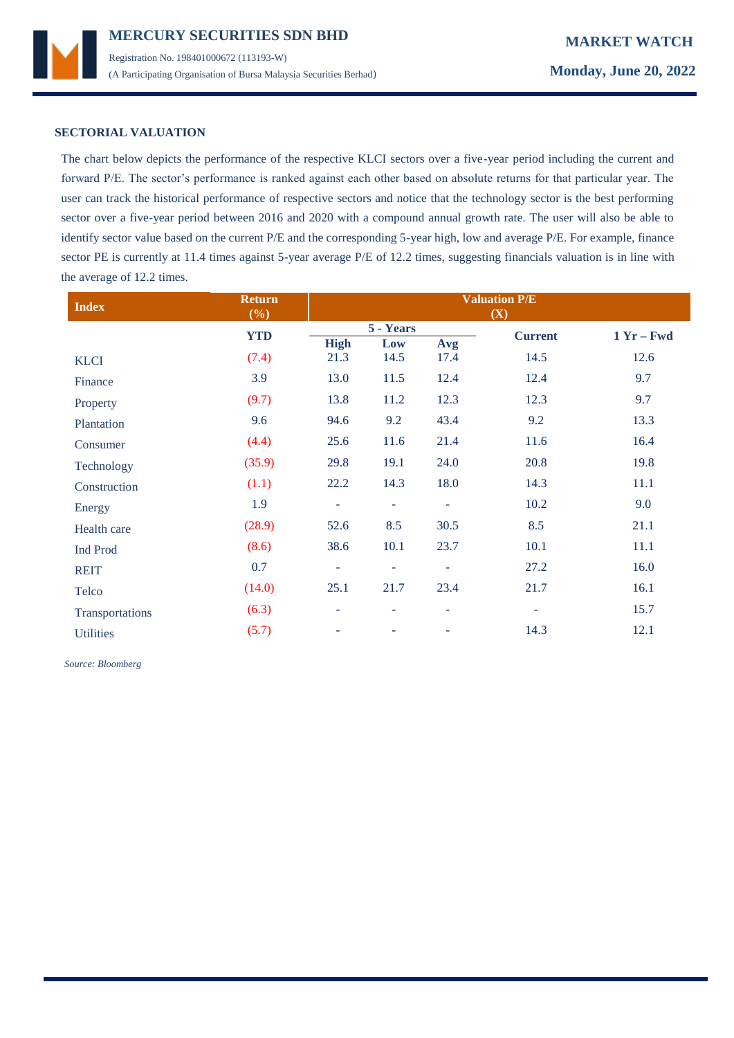## SECTORIAL VALUATION

The chart below depicts the performance of the respective KLCI sectors over a five-year period including the current and forward P/E. The sector's performance is ranked against each other based on absolute returns for that particular year. The user can track the historical performance of respective sectors and notice that the technology sector is the best performing sector over a five-year period between 2016 and 2020 with a compound annual growth rate. The user will also be able to identify sector value based on the current P/E and the corresponding 5-year high, low and average P/E. For example, finance sector PE is currently at 11.4 times against 5-year average P/E of 12.2 times, suggesting financials valuation is in line with the average of 12.2 times.

| Index | Return (%) | Valuation P/E (X) | | | | |
|---|---|---|---|---|---|---|
| | | 5 - Years | | | | |
| | YTD | High | Low | Avg | Current | 1 Yr – Fwd |
| KLCI | (7.4) | 21.3 | 14.5 | 17.4 | 14.5 | 12.6 |
| Finance | 3.9 | 13.0 | 11.5 | 12.4 | 12.4 | 9.7 |
| Property | (9.7) | 13.8 | 11.2 | 12.3 | 12.3 | 9.7 |
| Plantation | 9.6 | 94.6 | 9.2 | 43.4 | 9.2 | 13.3 |
| Consumer | (4.4) | 25.6 | 11.6 | 21.4 | 11.6 | 16.4 |
| Technology | (35.9) | 29.8 | 19.1 | 24.0 | 20.8 | 19.8 |
| Construction | (1.1) | 22.2 | 14.3 | 18.0 | 14.3 | 11.1 |
| Energy | 1.9 | - | - | - | 10.2 | 9.0 |
| Health care | (28.9) | 52.6 | 8.5 | 30.5 | 8.5 | 21.1 |
| Ind Prod | (8.6) | 38.6 | 10.1 | 23.7 | 10.1 | 11.1 |
| REIT | 0.7 | - | - | - | 27.2 | 16.0 |
| Telco | (14.0) | 25.1 | 21.7 | 23.4 | 21.7 | 16.1 |
| Transportations | (6.3) | - | - | - | - | 15.7 |
| Utilities | (5.7) | - | - | - | 14.3 | 12.1 |

*Source: Bloomberg*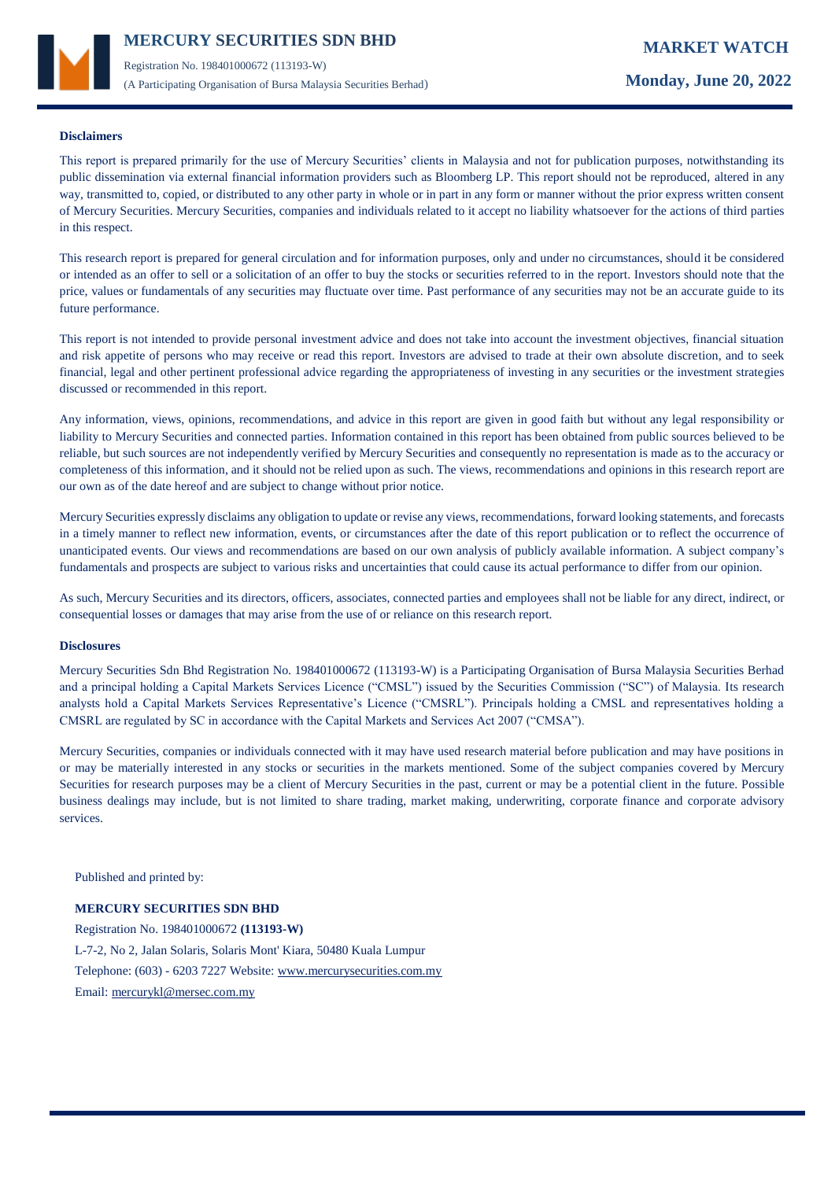**Disclaimers**

This report is prepared primarily for the use of Mercury Securities' clients in Malaysia and not for publication purposes, notwithstanding its public dissemination via external financial information providers such as Bloomberg LP. This report should not be reproduced, altered in any way, transmitted to, copied, or distributed to any other party in whole or in part in any form or manner without the prior express written consent of Mercury Securities. Mercury Securities, companies and individuals related to it accept no liability whatsoever for the actions of third parties in this respect.

This research report is prepared for general circulation and for information purposes, only and under no circumstances, should it be considered or intended as an offer to sell or a solicitation of an offer to buy the stocks or securities referred to in the report. Investors should note that the price, values or fundamentals of any securities may fluctuate over time. Past performance of any securities may not be an accurate guide to its future performance.

This report is not intended to provide personal investment advice and does not take into account the investment objectives, financial situation and risk appetite of persons who may receive or read this report. Investors are advised to trade at their own absolute discretion, and to seek financial, legal and other pertinent professional advice regarding the appropriateness of investing in any securities or the investment strategies discussed or recommended in this report.

Any information, views, opinions, recommendations, and advice in this report are given in good faith but without any legal responsibility or liability to Mercury Securities and connected parties. Information contained in this report has been obtained from public sources believed to be reliable, but such sources are not independently verified by Mercury Securities and consequently no representation is made as to the accuracy or completeness of this information, and it should not be relied upon as such. The views, recommendations and opinions in this research report are our own as of the date hereof and are subject to change without prior notice.

Mercury Securities expressly disclaims any obligation to update or revise any views, recommendations, forward looking statements, and forecasts in a timely manner to reflect new information, events, or circumstances after the date of this report publication or to reflect the occurrence of unanticipated events. Our views and recommendations are based on our own analysis of publicly available information. A subject company's fundamentals and prospects are subject to various risks and uncertainties that could cause its actual performance to differ from our opinion.

As such, Mercury Securities and its directors, officers, associates, connected parties and employees shall not be liable for any direct, indirect, or consequential losses or damages that may arise from the use of or reliance on this research report.

**Disclosures**

Mercury Securities Sdn Bhd Registration No. 198401000672 (113193-W) is a Participating Organisation of Bursa Malaysia Securities Berhad and a principal holding a Capital Markets Services Licence ("CMSL") issued by the Securities Commission ("SC") of Malaysia. Its research analysts hold a Capital Markets Services Representative's Licence ("CMSRL"). Principals holding a CMSL and representatives holding a CMSRL are regulated by SC in accordance with the Capital Markets and Services Act 2007 ("CMSA").

Mercury Securities, companies or individuals connected with it may have used research material before publication and may have positions in or may be materially interested in any stocks or securities in the markets mentioned. Some of the subject companies covered by Mercury Securities for research purposes may be a client of Mercury Securities in the past, current or may be a potential client in the future. Possible business dealings may include, but is not limited to share trading, market making, underwriting, corporate finance and corporate advisory services.

Published and printed by:

**MERCURY SECURITIES SDN BHD**

Registration No. 198401000672 **(113193-W)**

L-7-2, No 2, Jalan Solaris, Solaris Mont' Kiara, 50480 Kuala Lumpur

Telephone: (603) - 6203 7227 Website: www.mercurysecurities.com.my

Email: mercurykl@mersec.com.my